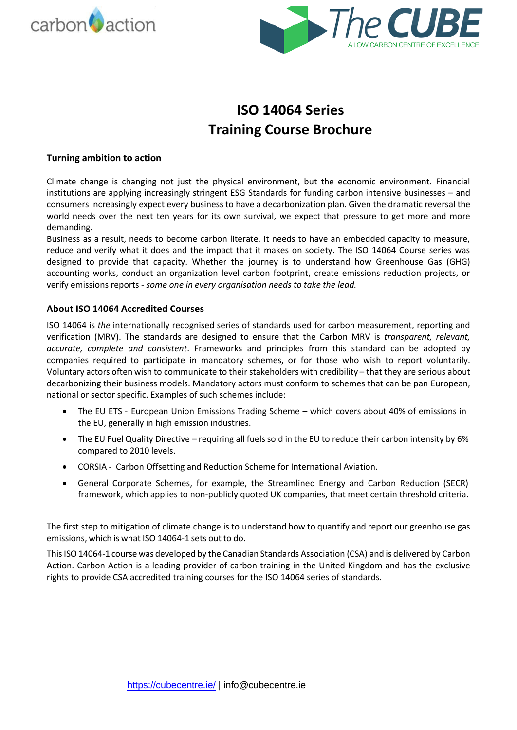carbon action

The CUBE
A LOW CARBON CENTRE OF EXCELLENCE

# ISO 14064 Series
# Training Course Brochure

### Turning ambition to action

Climate change is changing not just the physical environment, but the economic environment. Financial institutions are applying increasingly stringent ESG Standards for funding carbon intensive businesses – and consumers increasingly expect every business to have a decarbonization plan. Given the dramatic reversal the world needs over the next ten years for its own survival, we expect that pressure to get more and more demanding.
Business as a result, needs to become carbon literate. It needs to have an embedded capacity to measure, reduce and verify what it does and the impact that it makes on society. The ISO 14064 Course series was designed to provide that capacity. Whether the journey is to understand how Greenhouse Gas (GHG) accounting works, conduct an organization level carbon footprint, create emissions reduction projects, or verify emissions reports - *some one in every organisation needs to take the lead.*

### About ISO 14064 Accredited Courses

ISO 14064 is *the* internationally recognised series of standards used for carbon measurement, reporting and verification (MRV). The standards are designed to ensure that the Carbon MRV is *transparent, relevant, accurate, complete and consistent*. Frameworks and principles from this standard can be adopted by companies required to participate in mandatory schemes, or for those who wish to report voluntarily. Voluntary actors often wish to communicate to their stakeholders with credibility – that they are serious about decarbonizing their business models. Mandatory actors must conform to schemes that can be pan European, national or sector specific. Examples of such schemes include:

- The EU ETS - European Union Emissions Trading Scheme – which covers about 40% of emissions in the EU, generally in high emission industries.
- The EU Fuel Quality Directive – requiring all fuels sold in the EU to reduce their carbon intensity by 6% compared to 2010 levels.
- CORSIA - Carbon Offsetting and Reduction Scheme for International Aviation.
- General Corporate Schemes, for example, the Streamlined Energy and Carbon Reduction (SECR) framework, which applies to non-publicly quoted UK companies, that meet certain threshold criteria.

The first step to mitigation of climate change is to understand how to quantify and report our greenhouse gas emissions, which is what ISO 14064-1 sets out to do.

This ISO 14064-1 course was developed by the Canadian Standards Association (CSA) and is delivered by Carbon Action. Carbon Action is a leading provider of carbon training in the United Kingdom and has the exclusive rights to provide CSA accredited training courses for the ISO 14064 series of standards.

https://cubecentre.ie/ | info@cubecentre.ie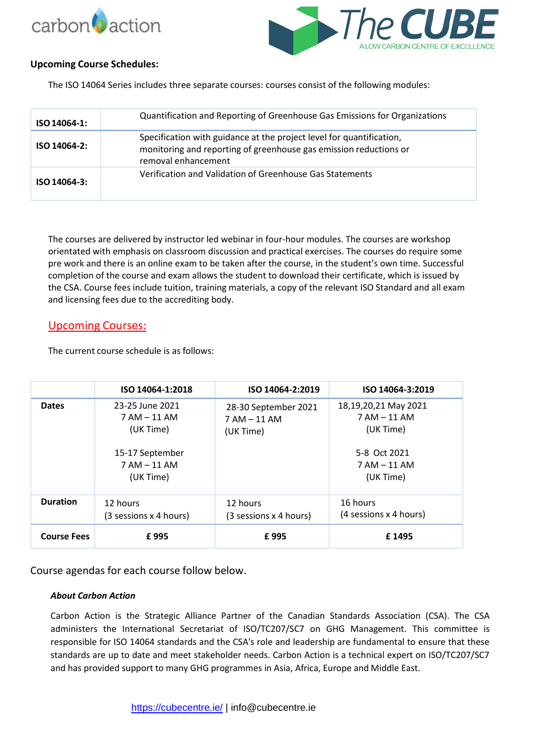carbon action

The CUBE
A LOW CARBON CENTRE OF EXCELLENCE

**Upcoming Course Schedules:**

The ISO 14064 Series includes three separate courses: courses consist of the following modules:

| | |
|---|---|
| **ISO 14064-1:** | Quantification and Reporting of Greenhouse Gas Emissions for Organizations |
| **ISO 14064-2:** | Specification with guidance at the project level for quantification, monitoring and reporting of greenhouse gas emission reductions or removal enhancement |
| **ISO 14064-3:** | Verification and Validation of Greenhouse Gas Statements |

The courses are delivered by instructor led webinar in four-hour modules. The courses are workshop orientated with emphasis on classroom discussion and practical exercises. The courses do require some pre work and there is an online exam to be taken after the course, in the student's own time. Successful completion of the course and exam allows the student to download their certificate, which is issued by the CSA. Course fees include tuition, training materials, a copy of the relevant ISO Standard and all exam and licensing fees due to the accrediting body.

## Upcoming Courses:

The current course schedule is as follows:

| | ISO 14064-1:2018 | ISO 14064-2:2019 | ISO 14064-3:2019 |
|---|---|---|---|
| **Dates** | 23-25 June 2021<br>7 AM – 11 AM<br>(UK Time)<br><br>15-17 September<br>7 AM – 11 AM<br>(UK Time) | 28-30 September 2021<br>7 AM – 11 AM<br>(UK Time) | 18,19,20,21 May 2021<br>7 AM – 11 AM<br>(UK Time)<br><br>5-8 Oct 2021<br>7 AM – 11 AM<br>(UK Time) |
| **Duration** | 12 hours<br>(3 sessions x 4 hours) | 12 hours<br>(3 sessions x 4 hours) | 16 hours<br>(4 sessions x 4 hours) |
| **Course Fees** | **£ 995** | **£ 995** | **£ 1495** |

Course agendas for each course follow below.

***About Carbon Action***

Carbon Action is the Strategic Alliance Partner of the Canadian Standards Association (CSA). The CSA administers the International Secretariat of ISO/TC207/SC7 on GHG Management. This committee is responsible for ISO 14064 standards and the CSA's role and leadership are fundamental to ensure that these standards are up to date and meet stakeholder needs. Carbon Action is a technical expert on ISO/TC207/SC7 and has provided support to many GHG programmes in Asia, Africa, Europe and Middle East.

https://cubecentre.ie/ | info@cubecentre.ie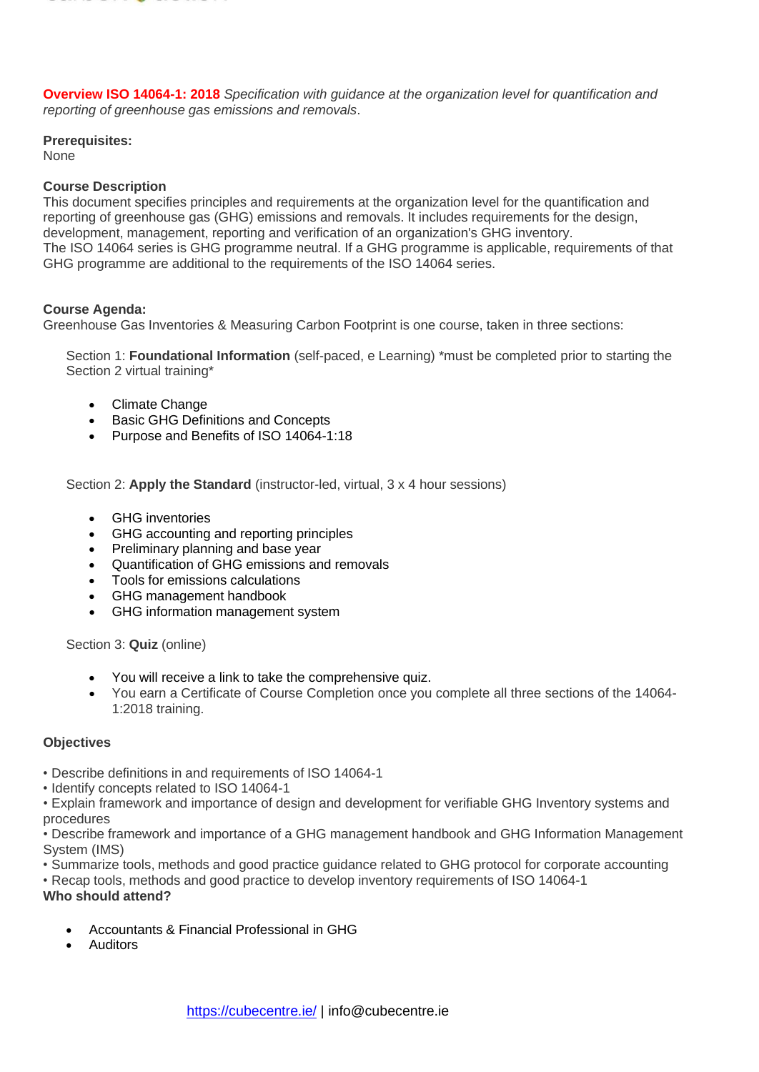**Overview ISO 14064-1: 2018** *Specification with guidance at the organization level for quantification and reporting of greenhouse gas emissions and removals*.

**Prerequisites:**
None

**Course Description**
This document specifies principles and requirements at the organization level for the quantification and reporting of greenhouse gas (GHG) emissions and removals. It includes requirements for the design, development, management, reporting and verification of an organization's GHG inventory.
The ISO 14064 series is GHG programme neutral. If a GHG programme is applicable, requirements of that GHG programme are additional to the requirements of the ISO 14064 series.

**Course Agenda:**
Greenhouse Gas Inventories & Measuring Carbon Footprint is one course, taken in three sections:

Section 1: **Foundational Information** (self-paced, e Learning) *must be completed prior to starting the Section 2 virtual training*

- Climate Change
- Basic GHG Definitions and Concepts
- Purpose and Benefits of ISO 14064-1:18

Section 2: **Apply the Standard** (instructor-led, virtual, 3 x 4 hour sessions)

- GHG inventories
- GHG accounting and reporting principles
- Preliminary planning and base year
- Quantification of GHG emissions and removals
- Tools for emissions calculations
- GHG management handbook
- GHG information management system

Section 3: **Quiz** (online)

- You will receive a link to take the comprehensive quiz.
- You earn a Certificate of Course Completion once you complete all three sections of the 14064-1:2018 training.

**Objectives**

- Describe definitions in and requirements of ISO 14064-1
- Identify concepts related to ISO 14064-1
- Explain framework and importance of design and development for verifiable GHG Inventory systems and procedures
- Describe framework and importance of a GHG management handbook and GHG Information Management System (IMS)
- Summarize tools, methods and good practice guidance related to GHG protocol for corporate accounting
- Recap tools, methods and good practice to develop inventory requirements of ISO 14064-1

**Who should attend?**

- Accountants & Financial Professional in GHG
- Auditors

https://cubecentre.ie/ | info@cubecentre.ie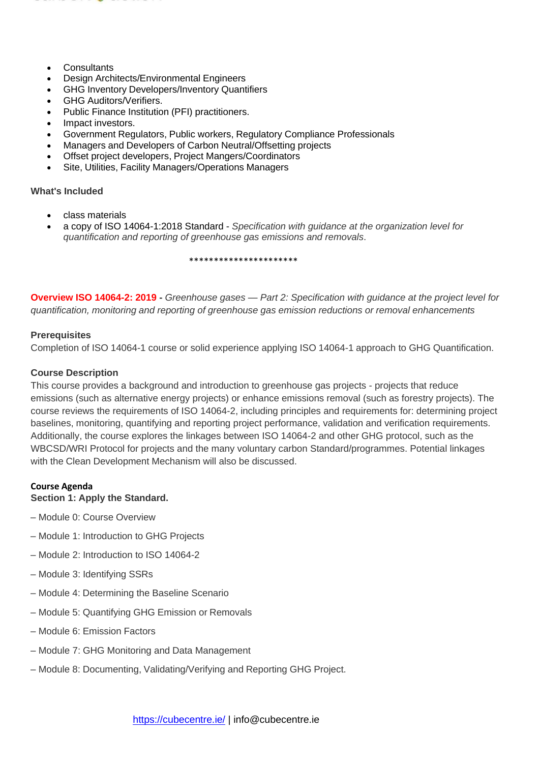- Consultants
- Design Architects/Environmental Engineers
- GHG Inventory Developers/Inventory Quantifiers
- GHG Auditors/Verifiers.
- Public Finance Institution (PFI) practitioners.
- Impact investors.
- Government Regulators, Public workers, Regulatory Compliance Professionals
- Managers and Developers of Carbon Neutral/Offsetting projects
- Offset project developers, Project Mangers/Coordinators
- Site, Utilities, Facility Managers/Operations Managers

**What's Included**

- class materials
- a copy of ISO 14064-1:2018 Standard - *Specification with guidance at the organization level for quantification and reporting of greenhouse gas emissions and removals*.

**********************

**Overview ISO 14064-2: 2019** - *Greenhouse gases — Part 2: Specification with guidance at the project level for quantification, monitoring and reporting of greenhouse gas emission reductions or removal enhancements*

**Prerequisites**

Completion of ISO 14064-1 course or solid experience applying ISO 14064-1 approach to GHG Quantification.

**Course Description**

This course provides a background and introduction to greenhouse gas projects - projects that reduce emissions (such as alternative energy projects) or enhance emissions removal (such as forestry projects). The course reviews the requirements of ISO 14064-2, including principles and requirements for: determining project baselines, monitoring, quantifying and reporting project performance, validation and verification requirements. Additionally, the course explores the linkages between ISO 14064-2 and other GHG protocol, such as the WBCSD/WRI Protocol for projects and the many voluntary carbon Standard/programmes. Potential linkages with the Clean Development Mechanism will also be discussed.

**Course Agenda**

**Section 1: Apply the Standard.**

– Module 0: Course Overview

– Module 1: Introduction to GHG Projects

– Module 2: Introduction to ISO 14064-2

– Module 3: Identifying SSRs

– Module 4: Determining the Baseline Scenario

– Module 5: Quantifying GHG Emission or Removals

– Module 6: Emission Factors

– Module 7: GHG Monitoring and Data Management

– Module 8: Documenting, Validating/Verifying and Reporting GHG Project.

https://cubecentre.ie/ | info@cubecentre.ie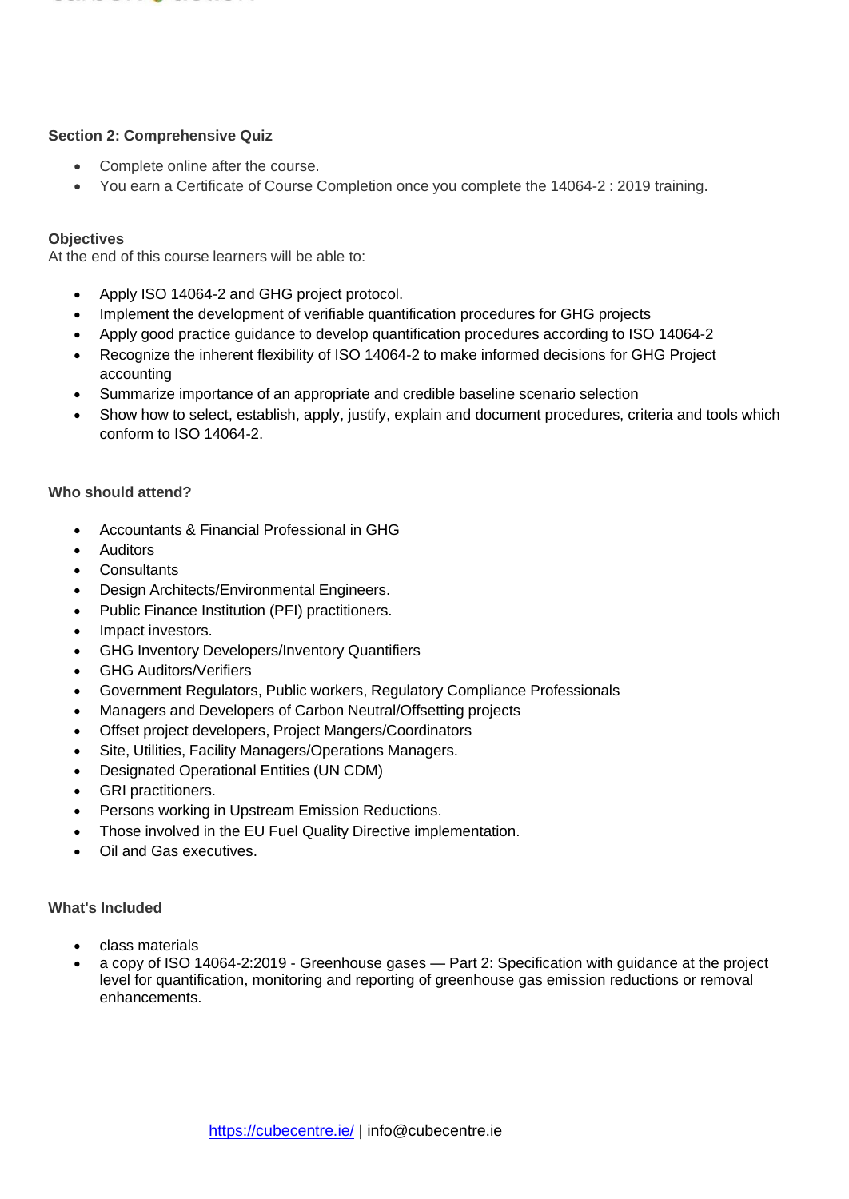**Section 2: Comprehensive Quiz**

- Complete online after the course.
- You earn a Certificate of Course Completion once you complete the 14064-2 : 2019 training.

**Objectives**
At the end of this course learners will be able to:

- Apply ISO 14064-2 and GHG project protocol.
- Implement the development of verifiable quantification procedures for GHG projects
- Apply good practice guidance to develop quantification procedures according to ISO 14064-2
- Recognize the inherent flexibility of ISO 14064-2 to make informed decisions for GHG Project accounting
- Summarize importance of an appropriate and credible baseline scenario selection
- Show how to select, establish, apply, justify, explain and document procedures, criteria and tools which conform to ISO 14064-2.

**Who should attend?**

- Accountants & Financial Professional in GHG
- Auditors
- Consultants
- Design Architects/Environmental Engineers.
- Public Finance Institution (PFI) practitioners.
- Impact investors.
- GHG Inventory Developers/Inventory Quantifiers
- GHG Auditors/Verifiers
- Government Regulators, Public workers, Regulatory Compliance Professionals
- Managers and Developers of Carbon Neutral/Offsetting projects
- Offset project developers, Project Mangers/Coordinators
- Site, Utilities, Facility Managers/Operations Managers.
- Designated Operational Entities (UN CDM)
- GRI practitioners.
- Persons working in Upstream Emission Reductions.
- Those involved in the EU Fuel Quality Directive implementation.
- Oil and Gas executives.

**What's Included**

- class materials
- a copy of ISO 14064-2:2019 - Greenhouse gases — Part 2: Specification with guidance at the project level for quantification, monitoring and reporting of greenhouse gas emission reductions or removal enhancements.

https://cubecentre.ie/ | info@cubecentre.ie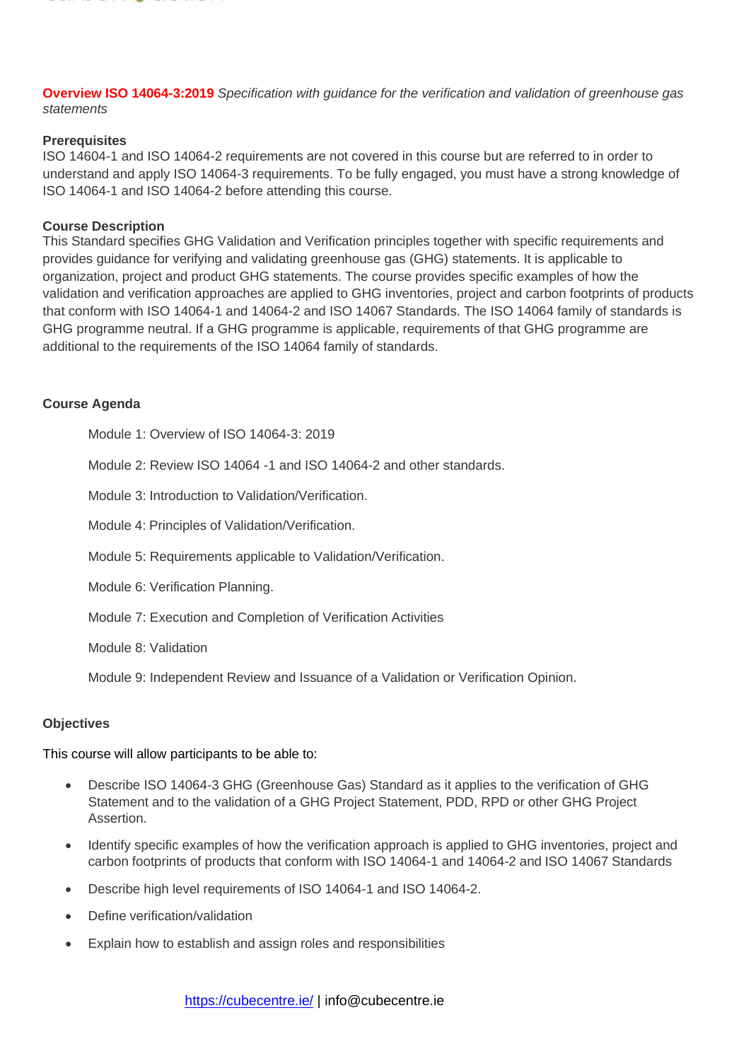**Overview ISO 14064-3:2019** *Specification with guidance for the verification and validation of greenhouse gas statements*

**Prerequisites**

ISO 14604-1 and ISO 14064-2 requirements are not covered in this course but are referred to in order to understand and apply ISO 14064-3 requirements. To be fully engaged, you must have a strong knowledge of ISO 14064-1 and ISO 14064-2 before attending this course.

**Course Description**

This Standard specifies GHG Validation and Verification principles together with specific requirements and provides guidance for verifying and validating greenhouse gas (GHG) statements. It is applicable to organization, project and product GHG statements. The course provides specific examples of how the validation and verification approaches are applied to GHG inventories, project and carbon footprints of products that conform with ISO 14064-1 and 14064-2 and ISO 14067 Standards. The ISO 14064 family of standards is GHG programme neutral. If a GHG programme is applicable, requirements of that GHG programme are additional to the requirements of the ISO 14064 family of standards.

**Course Agenda**

Module 1: Overview of ISO 14064-3: 2019

Module 2: Review ISO 14064 -1 and ISO 14064-2 and other standards.

Module 3: Introduction to Validation/Verification.

Module 4: Principles of Validation/Verification.

Module 5: Requirements applicable to Validation/Verification.

Module 6: Verification Planning.

Module 7: Execution and Completion of Verification Activities

Module 8: Validation

Module 9: Independent Review and Issuance of a Validation or Verification Opinion.

**Objectives**

This course will allow participants to be able to:

- Describe ISO 14064-3 GHG (Greenhouse Gas) Standard as it applies to the verification of GHG Statement and to the validation of a GHG Project Statement, PDD, RPD or other GHG Project Assertion.
- Identify specific examples of how the verification approach is applied to GHG inventories, project and carbon footprints of products that conform with ISO 14064-1 and 14064-2 and ISO 14067 Standards
- Describe high level requirements of ISO 14064-1 and ISO 14064-2.
- Define verification/validation
- Explain how to establish and assign roles and responsibilities

https://cubecentre.ie/ | info@cubecentre.ie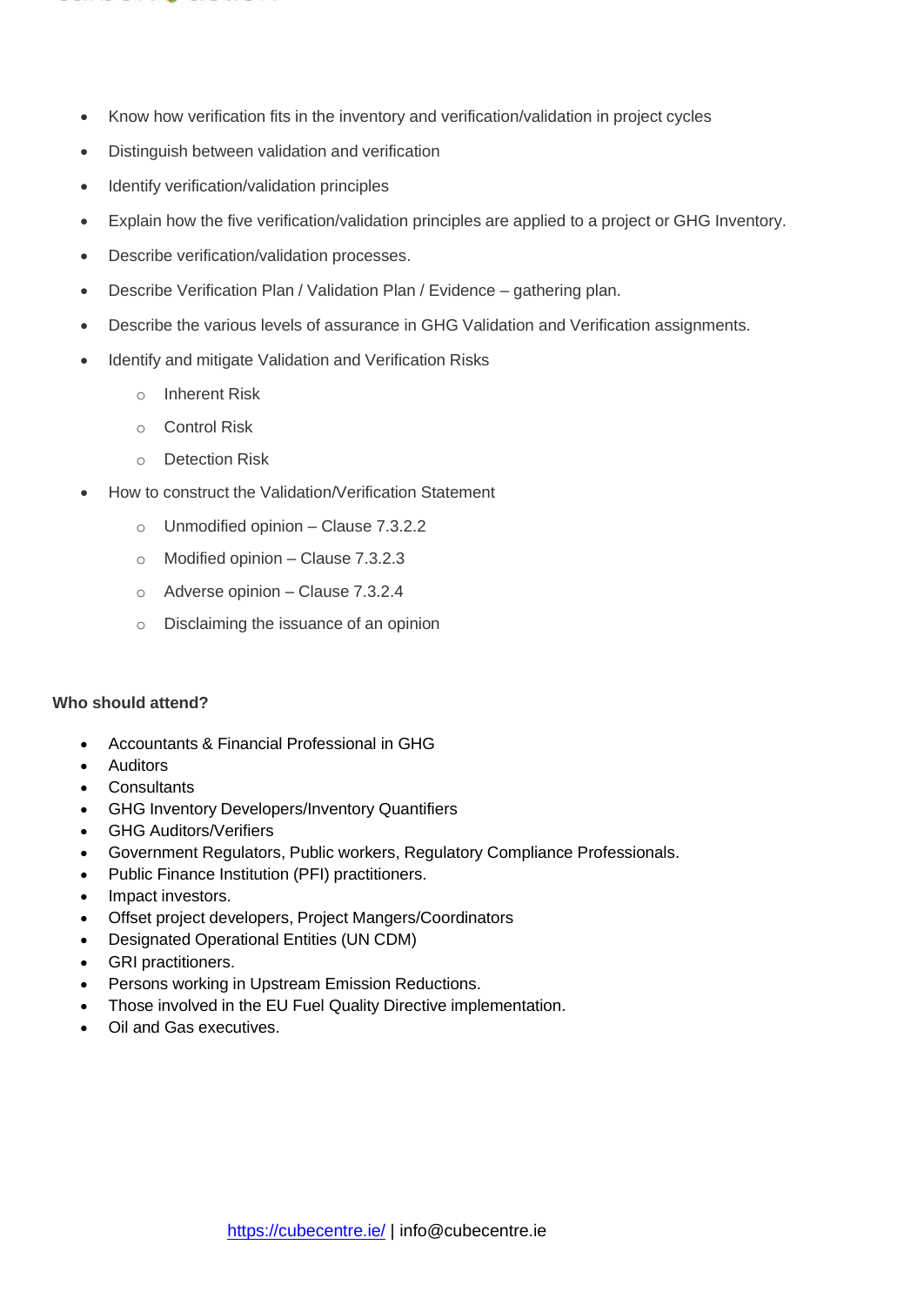- Know how verification fits in the inventory and verification/validation in project cycles
- Distinguish between validation and verification
- Identify verification/validation principles
- Explain how the five verification/validation principles are applied to a project or GHG Inventory.
- Describe verification/validation processes.
- Describe Verification Plan / Validation Plan / Evidence – gathering plan.
- Describe the various levels of assurance in GHG Validation and Verification assignments.
- Identify and mitigate Validation and Verification Risks
    - Inherent Risk
    - Control Risk
    - Detection Risk
- How to construct the Validation/Verification Statement
    - Unmodified opinion – Clause 7.3.2.2
    - Modified opinion – Clause 7.3.2.3
    - Adverse opinion – Clause 7.3.2.4
    - Disclaiming the issuance of an opinion

**Who should attend?**

- Accountants & Financial Professional in GHG
- Auditors
- Consultants
- GHG Inventory Developers/Inventory Quantifiers
- GHG Auditors/Verifiers
- Government Regulators, Public workers, Regulatory Compliance Professionals.
- Public Finance Institution (PFI) practitioners.
- Impact investors.
- Offset project developers, Project Mangers/Coordinators
- Designated Operational Entities (UN CDM)
- GRI practitioners.
- Persons working in Upstream Emission Reductions.
- Those involved in the EU Fuel Quality Directive implementation.
- Oil and Gas executives.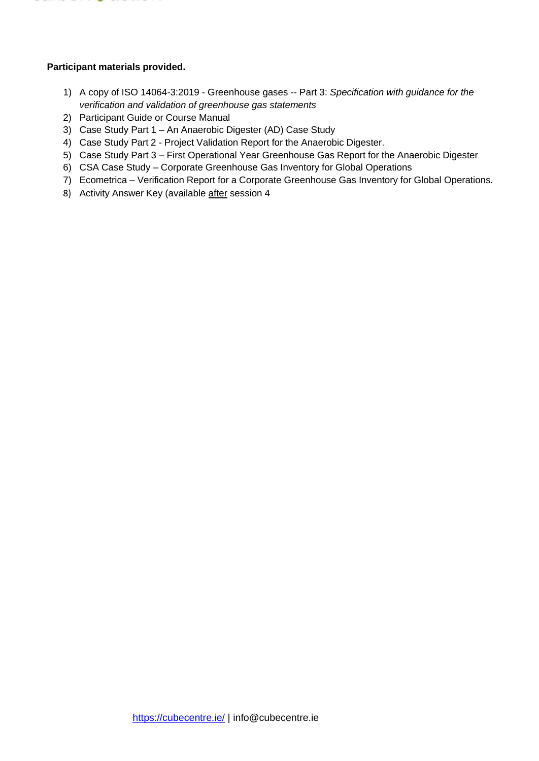**Participant materials provided.**

1) A copy of ISO 14064-3:2019 - Greenhouse gases -- Part 3: *Specification with guidance for the verification and validation of greenhouse gas statements*
2) Participant Guide or Course Manual
3) Case Study Part 1 – An Anaerobic Digester (AD) Case Study
4) Case Study Part 2 - Project Validation Report for the Anaerobic Digester.
5) Case Study Part 3 – First Operational Year Greenhouse Gas Report for the Anaerobic Digester
6) CSA Case Study – Corporate Greenhouse Gas Inventory for Global Operations
7) Ecometrica – Verification Report for a Corporate Greenhouse Gas Inventory for Global Operations.
8) Activity Answer Key (available <u>after</u> session 4

https://cubecentre.ie/ | info@cubecentre.ie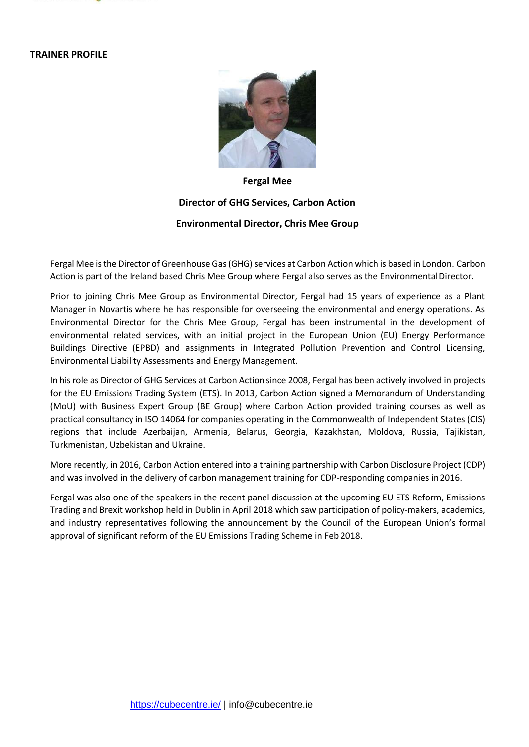**TRAINER PROFILE**

**Fergal Mee**

**Director of GHG Services, Carbon Action**

**Environmental Director, Chris Mee Group**

Fergal Mee is the Director of Greenhouse Gas (GHG) services at Carbon Action which is based in London. Carbon Action is part of the Ireland based Chris Mee Group where Fergal also serves as the Environmental Director.

Prior to joining Chris Mee Group as Environmental Director, Fergal had 15 years of experience as a Plant Manager in Novartis where he has responsible for overseeing the environmental and energy operations. As Environmental Director for the Chris Mee Group, Fergal has been instrumental in the development of environmental related services, with an initial project in the European Union (EU) Energy Performance Buildings Directive (EPBD) and assignments in Integrated Pollution Prevention and Control Licensing, Environmental Liability Assessments and Energy Management.

In his role as Director of GHG Services at Carbon Action since 2008, Fergal has been actively involved in projects for the EU Emissions Trading System (ETS). In 2013, Carbon Action signed a Memorandum of Understanding (MoU) with Business Expert Group (BE Group) where Carbon Action provided training courses as well as practical consultancy in ISO 14064 for companies operating in the Commonwealth of Independent States (CIS) regions that include Azerbaijan, Armenia, Belarus, Georgia, Kazakhstan, Moldova, Russia, Tajikistan, Turkmenistan, Uzbekistan and Ukraine.

More recently, in 2016, Carbon Action entered into a training partnership with Carbon Disclosure Project (CDP) and was involved in the delivery of carbon management training for CDP-responding companies in 2016.

Fergal was also one of the speakers in the recent panel discussion at the upcoming EU ETS Reform, Emissions Trading and Brexit workshop held in Dublin in April 2018 which saw participation of policy-makers, academics, and industry representatives following the announcement by the Council of the European Union's formal approval of significant reform of the EU Emissions Trading Scheme in Feb 2018.